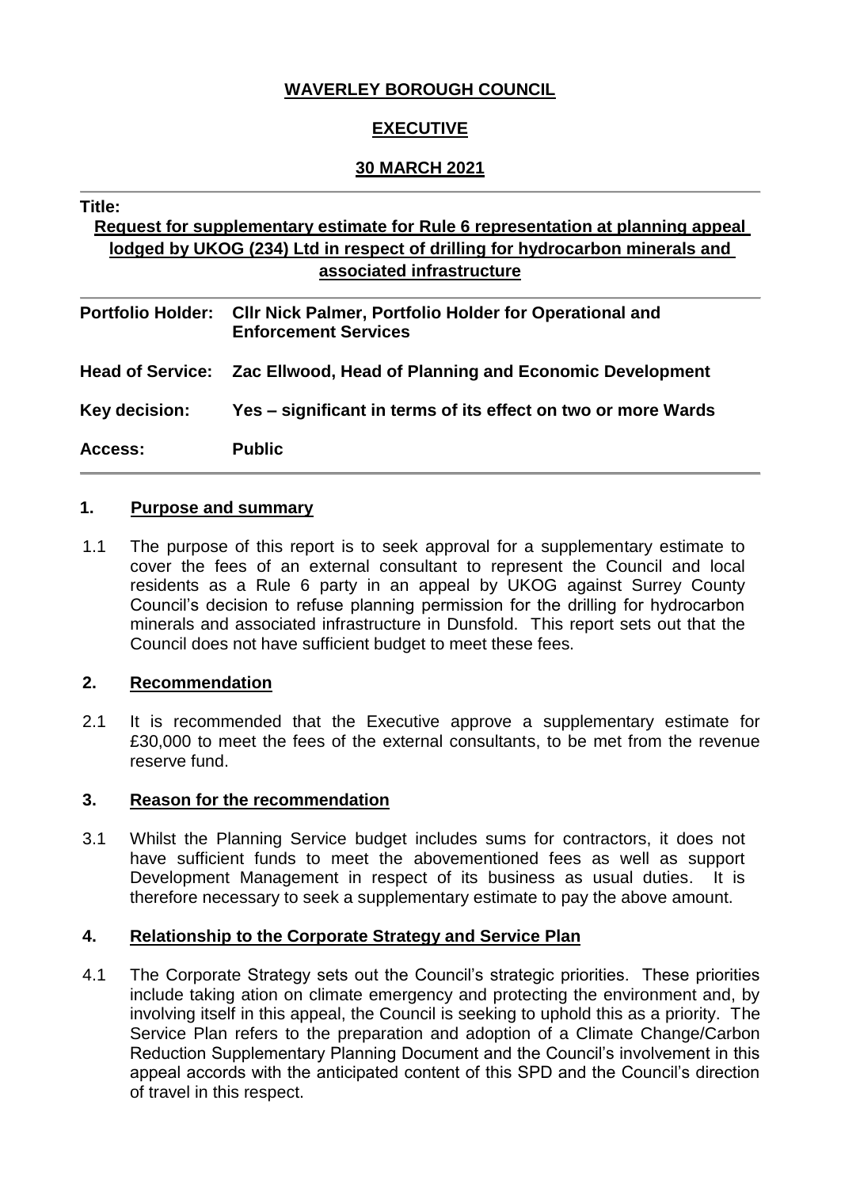**WAVERLEY BOROUGH COUNCIL**

**EXECUTIVE**

**30 MARCH 2021**

**Title:**

**Request for supplementary estimate for Rule 6 representation at planning appeal lodged by UKOG (234) Ltd in respect of drilling for hydrocarbon minerals and associated infrastructure**

| | |
|---|---|
| **Portfolio Holder:** | **Cllr Nick Palmer, Portfolio Holder for Operational and Enforcement Services** |
| **Head of Service:** | **Zac Ellwood, Head of Planning and Economic Development** |
| **Key decision:** | **Yes – significant in terms of its effect on two or more Wards** |
| **Access:** | **Public** |

## 1. Purpose and summary

1.1 The purpose of this report is to seek approval for a supplementary estimate to cover the fees of an external consultant to represent the Council and local residents as a Rule 6 party in an appeal by UKOG against Surrey County Council's decision to refuse planning permission for the drilling for hydrocarbon minerals and associated infrastructure in Dunsfold. This report sets out that the Council does not have sufficient budget to meet these fees.

## 2. Recommendation

2.1 It is recommended that the Executive approve a supplementary estimate for £30,000 to meet the fees of the external consultants, to be met from the revenue reserve fund.

## 3. Reason for the recommendation

3.1 Whilst the Planning Service budget includes sums for contractors, it does not have sufficient funds to meet the abovementioned fees as well as support Development Management in respect of its business as usual duties. It is therefore necessary to seek a supplementary estimate to pay the above amount.

## 4. Relationship to the Corporate Strategy and Service Plan

4.1 The Corporate Strategy sets out the Council's strategic priorities. These priorities include taking ation on climate emergency and protecting the environment and, by involving itself in this appeal, the Council is seeking to uphold this as a priority. The Service Plan refers to the preparation and adoption of a Climate Change/Carbon Reduction Supplementary Planning Document and the Council's involvement in this appeal accords with the anticipated content of this SPD and the Council's direction of travel in this respect.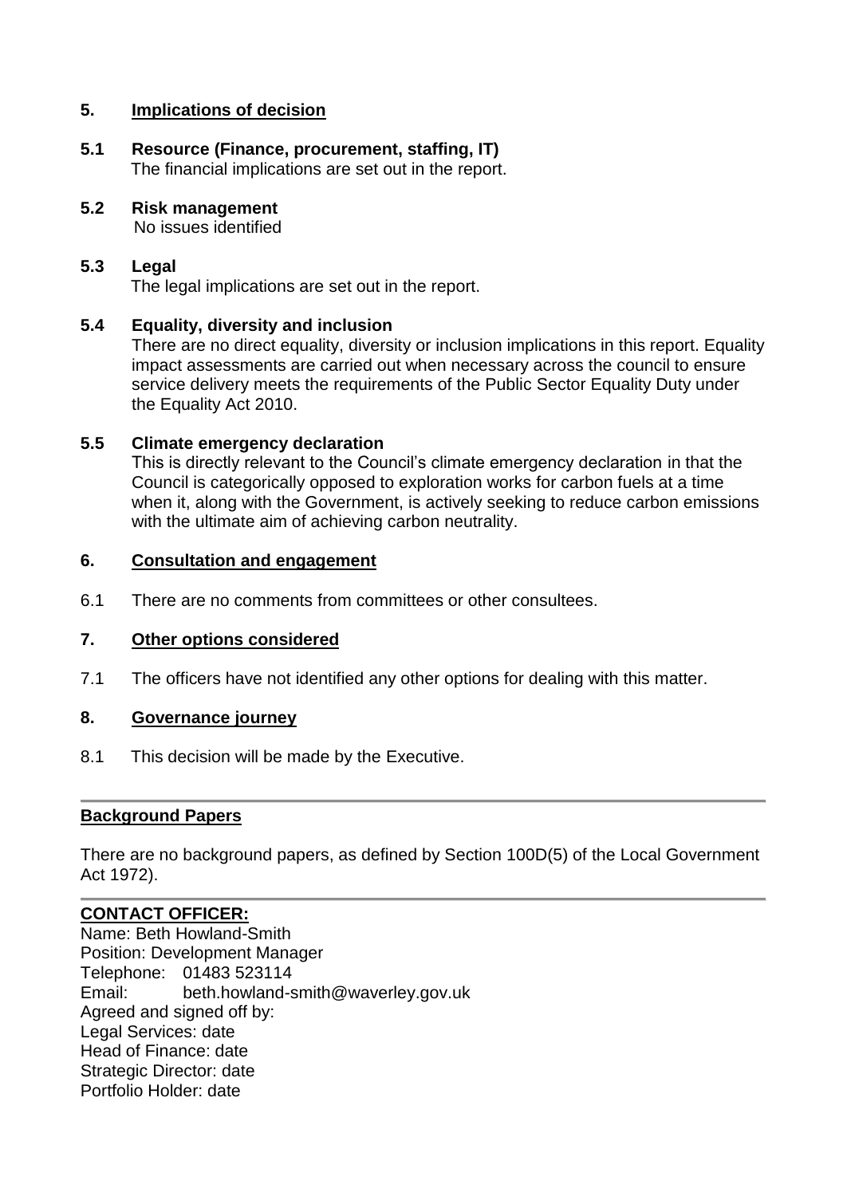## 5. Implications of decision

### 5.1 Resource (Finance, procurement, staffing, IT)

The financial implications are set out in the report.

### 5.2 Risk management

No issues identified

### 5.3 Legal

The legal implications are set out in the report.

### 5.4 Equality, diversity and inclusion

There are no direct equality, diversity or inclusion implications in this report. Equality impact assessments are carried out when necessary across the council to ensure service delivery meets the requirements of the Public Sector Equality Duty under the Equality Act 2010.

### 5.5 Climate emergency declaration

This is directly relevant to the Council's climate emergency declaration in that the Council is categorically opposed to exploration works for carbon fuels at a time when it, along with the Government, is actively seeking to reduce carbon emissions with the ultimate aim of achieving carbon neutrality.

## 6. Consultation and engagement

6.1 There are no comments from committees or other consultees.

## 7. Other options considered

7.1 The officers have not identified any other options for dealing with this matter.

## 8. Governance journey

8.1 This decision will be made by the Executive.

---

**Background Papers**

There are no background papers, as defined by Section 100D(5) of the Local Government Act 1972).

---

**CONTACT OFFICER:**

Name: Beth Howland-Smith
Position: Development Manager
Telephone: 01483 523114
Email: beth.howland-smith@waverley.gov.uk
Agreed and signed off by:
Legal Services: date
Head of Finance: date
Strategic Director: date
Portfolio Holder: date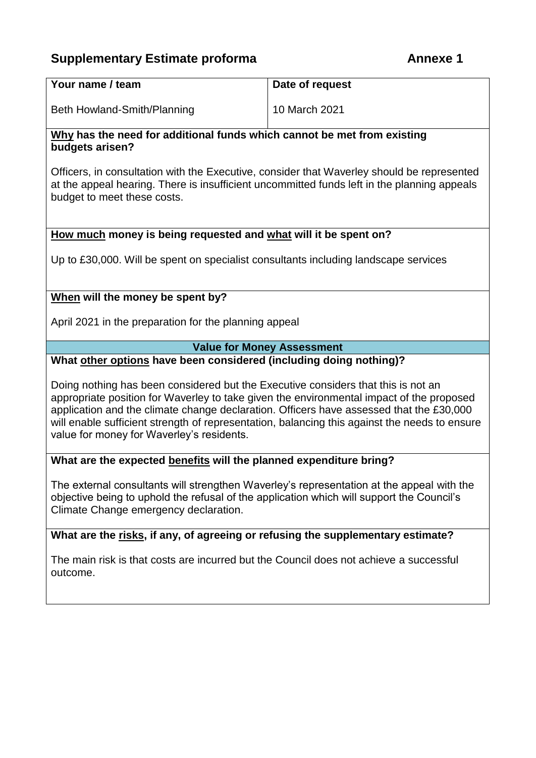## Supplementary Estimate proforma

**Annexe 1**

| **Your name / team** | **Date of request** |
|---|---|
| Beth Howland-Smith/Planning | 10 March 2021 |

**Why has the need for additional funds which cannot be met from existing budgets arisen?**

Officers, in consultation with the Executive, consider that Waverley should be represented at the appeal hearing. There is insufficient uncommitted funds left in the planning appeals budget to meet these costs.

**How much money is being requested and what will it be spent on?**

Up to £30,000. Will be spent on specialist consultants including landscape services

**When will the money be spent by?**

April 2021 in the preparation for the planning appeal

**Value for Money Assessment**

**What other options have been considered (including doing nothing)?**

Doing nothing has been considered but the Executive considers that this is not an appropriate position for Waverley to take given the environmental impact of the proposed application and the climate change declaration. Officers have assessed that the £30,000 will enable sufficient strength of representation, balancing this against the needs to ensure value for money for Waverley's residents.

**What are the expected benefits will the planned expenditure bring?**

The external consultants will strengthen Waverley's representation at the appeal with the objective being to uphold the refusal of the application which will support the Council's Climate Change emergency declaration.

**What are the risks, if any, of agreeing or refusing the supplementary estimate?**

The main risk is that costs are incurred but the Council does not achieve a successful outcome.